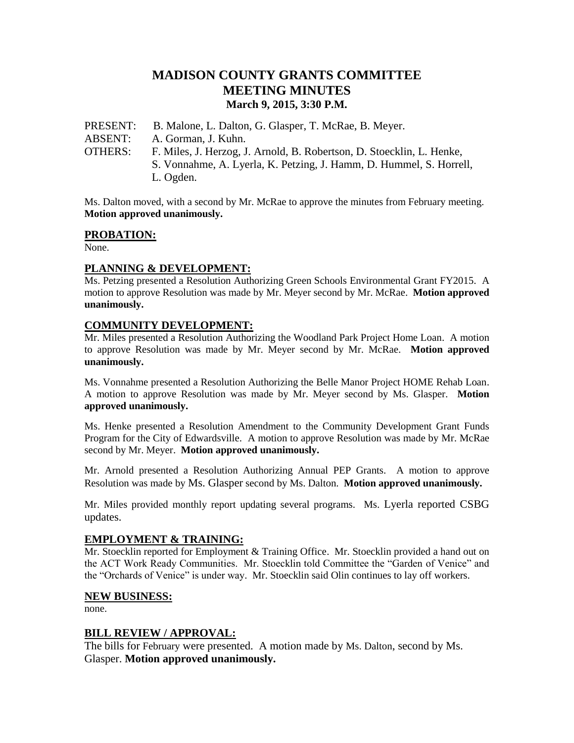# MADISON COUNTY GRANTS COMMITTEE
## MEETING MINUTES
### March 9, 2015, 3:30 P.M.

PRESENT: B. Malone, L. Dalton, G. Glasper, T. McRae, B. Meyer.
ABSENT: A. Gorman, J. Kuhn.
OTHERS: F. Miles, J. Herzog, J. Arnold, B. Robertson, D. Stoecklin, L. Henke, S. Vonnahme, A. Lyerla, K. Petzing, J. Hamm, D. Hummel, S. Horrell, L. Ogden.

Ms. Dalton moved, with a second by Mr. McRae to approve the minutes from February meeting. **Motion approved unanimously.**

## PROBATION:

None.

## PLANNING & DEVELOPMENT:

Ms. Petzing presented a Resolution Authorizing Green Schools Environmental Grant FY2015. A motion to approve Resolution was made by Mr. Meyer second by Mr. McRae. **Motion approved unanimously.**

## COMMUNITY DEVELOPMENT:

Mr. Miles presented a Resolution Authorizing the Woodland Park Project Home Loan. A motion to approve Resolution was made by Mr. Meyer second by Mr. McRae. **Motion approved unanimously.**

Ms. Vonnahme presented a Resolution Authorizing the Belle Manor Project HOME Rehab Loan. A motion to approve Resolution was made by Mr. Meyer second by Ms. Glasper. **Motion approved unanimously.**

Ms. Henke presented a Resolution Amendment to the Community Development Grant Funds Program for the City of Edwardsville. A motion to approve Resolution was made by Mr. McRae second by Mr. Meyer. **Motion approved unanimously.**

Mr. Arnold presented a Resolution Authorizing Annual PEP Grants. A motion to approve Resolution was made by Ms. Glasper second by Ms. Dalton. **Motion approved unanimously.**

Mr. Miles provided monthly report updating several programs. Ms. Lyerla reported CSBG updates.

## EMPLOYMENT & TRAINING:

Mr. Stoecklin reported for Employment & Training Office. Mr. Stoecklin provided a hand out on the ACT Work Ready Communities. Mr. Stoecklin told Committee the "Garden of Venice" and the "Orchards of Venice" is under way. Mr. Stoecklin said Olin continues to lay off workers.

## NEW BUSINESS:

none.

## BILL REVIEW / APPROVAL:

The bills for February were presented. A motion made by Ms. Dalton, second by Ms. Glasper. **Motion approved unanimously.**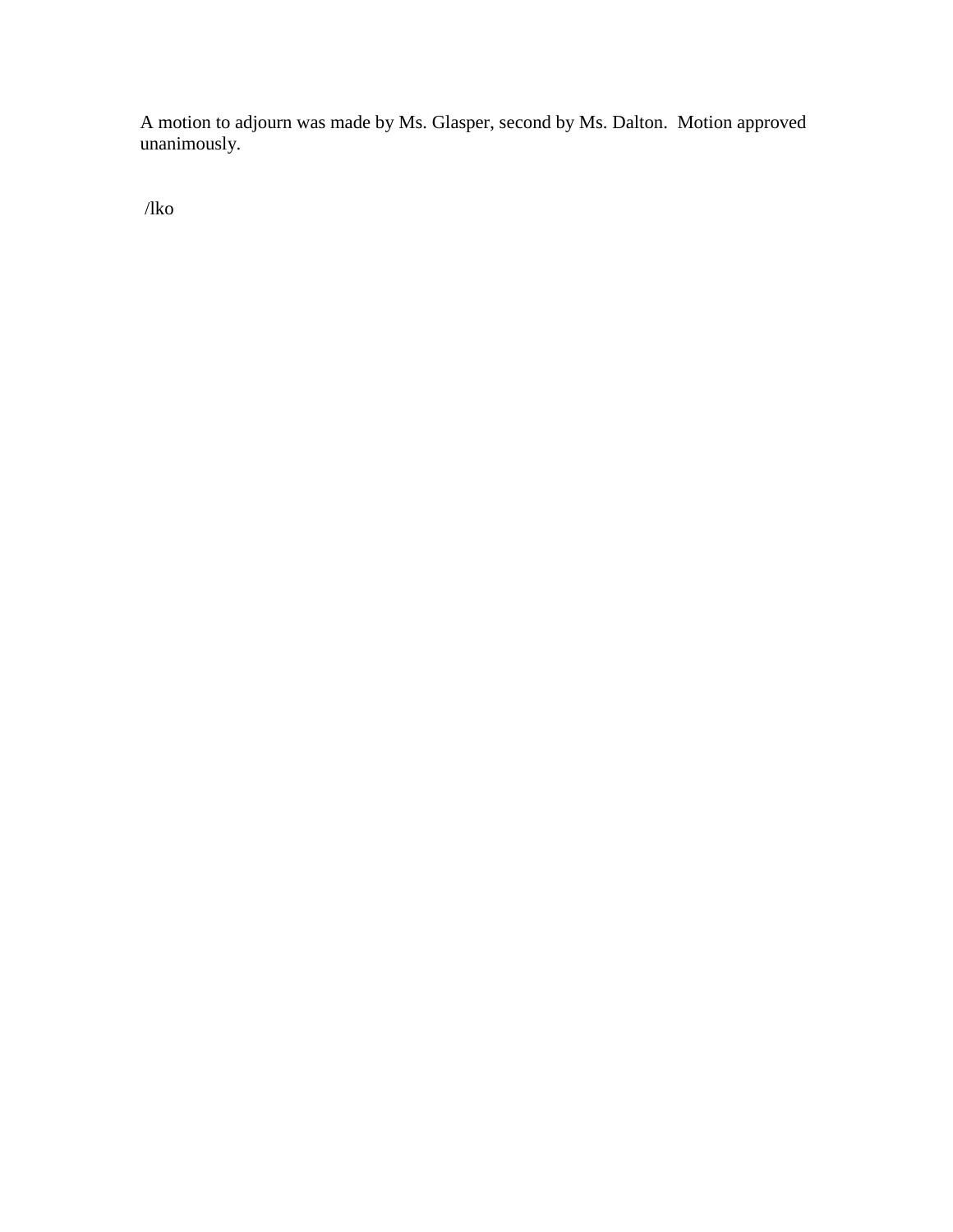A motion to adjourn was made by Ms. Glasper, second by Ms. Dalton.  Motion approved unanimously.

/lko